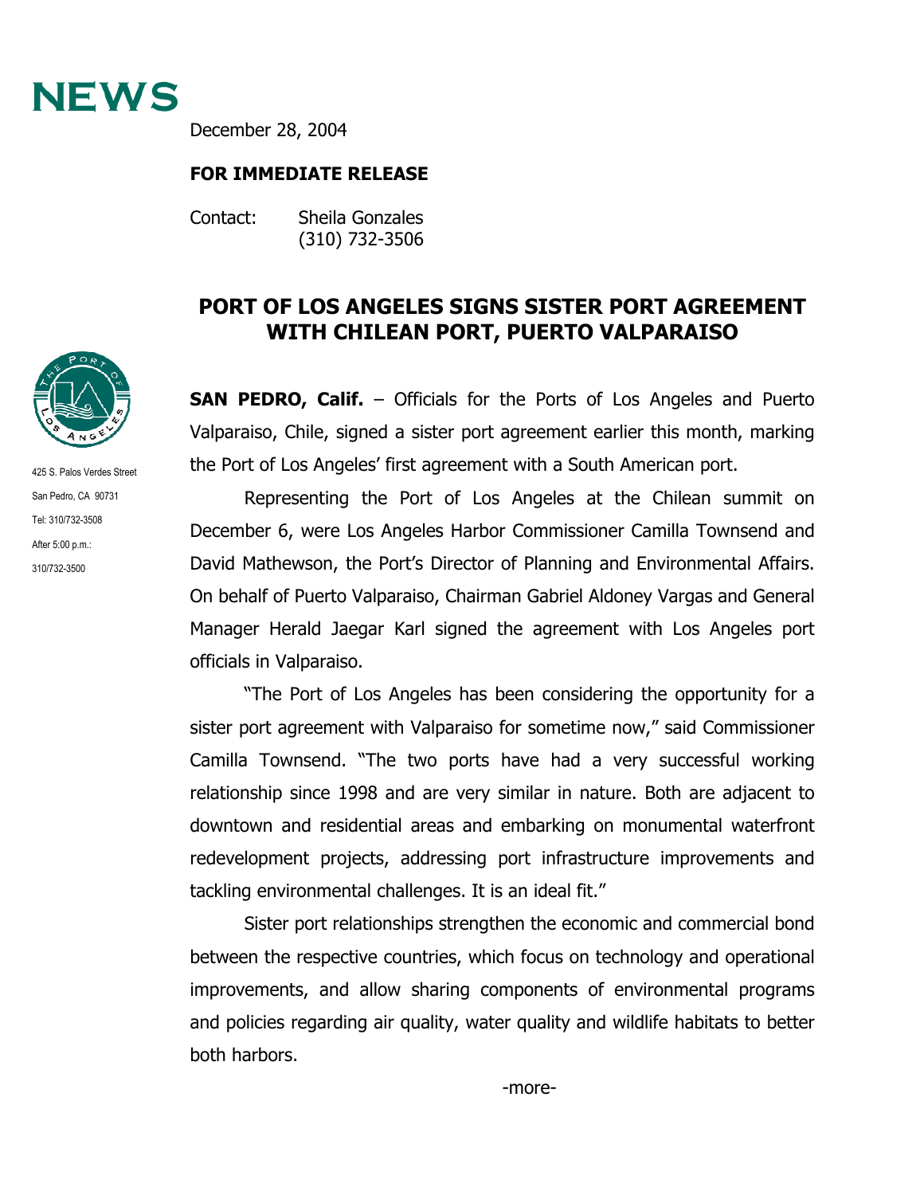# NEWS

December 28, 2004

**FOR IMMEDIATE RELEASE**

Contact: Sheila Gonzales
(310) 732-3506

425 S. Palos Verdes Street
San Pedro, CA 90731
Tel: 310/732-3508
After 5:00 p.m.:
310/732-3500

## PORT OF LOS ANGELES SIGNS SISTER PORT AGREEMENT WITH CHILEAN PORT, PUERTO VALPARAISO

**SAN PEDRO, Calif.** – Officials for the Ports of Los Angeles and Puerto Valparaiso, Chile, signed a sister port agreement earlier this month, marking the Port of Los Angeles' first agreement with a South American port.

Representing the Port of Los Angeles at the Chilean summit on December 6, were Los Angeles Harbor Commissioner Camilla Townsend and David Mathewson, the Port's Director of Planning and Environmental Affairs. On behalf of Puerto Valparaiso, Chairman Gabriel Aldoney Vargas and General Manager Herald Jaegar Karl signed the agreement with Los Angeles port officials in Valparaiso.

"The Port of Los Angeles has been considering the opportunity for a sister port agreement with Valparaiso for sometime now," said Commissioner Camilla Townsend. "The two ports have had a very successful working relationship since 1998 and are very similar in nature. Both are adjacent to downtown and residential areas and embarking on monumental waterfront redevelopment projects, addressing port infrastructure improvements and tackling environmental challenges. It is an ideal fit."

Sister port relationships strengthen the economic and commercial bond between the respective countries, which focus on technology and operational improvements, and allow sharing components of environmental programs and policies regarding air quality, water quality and wildlife habitats to better both harbors.

-more-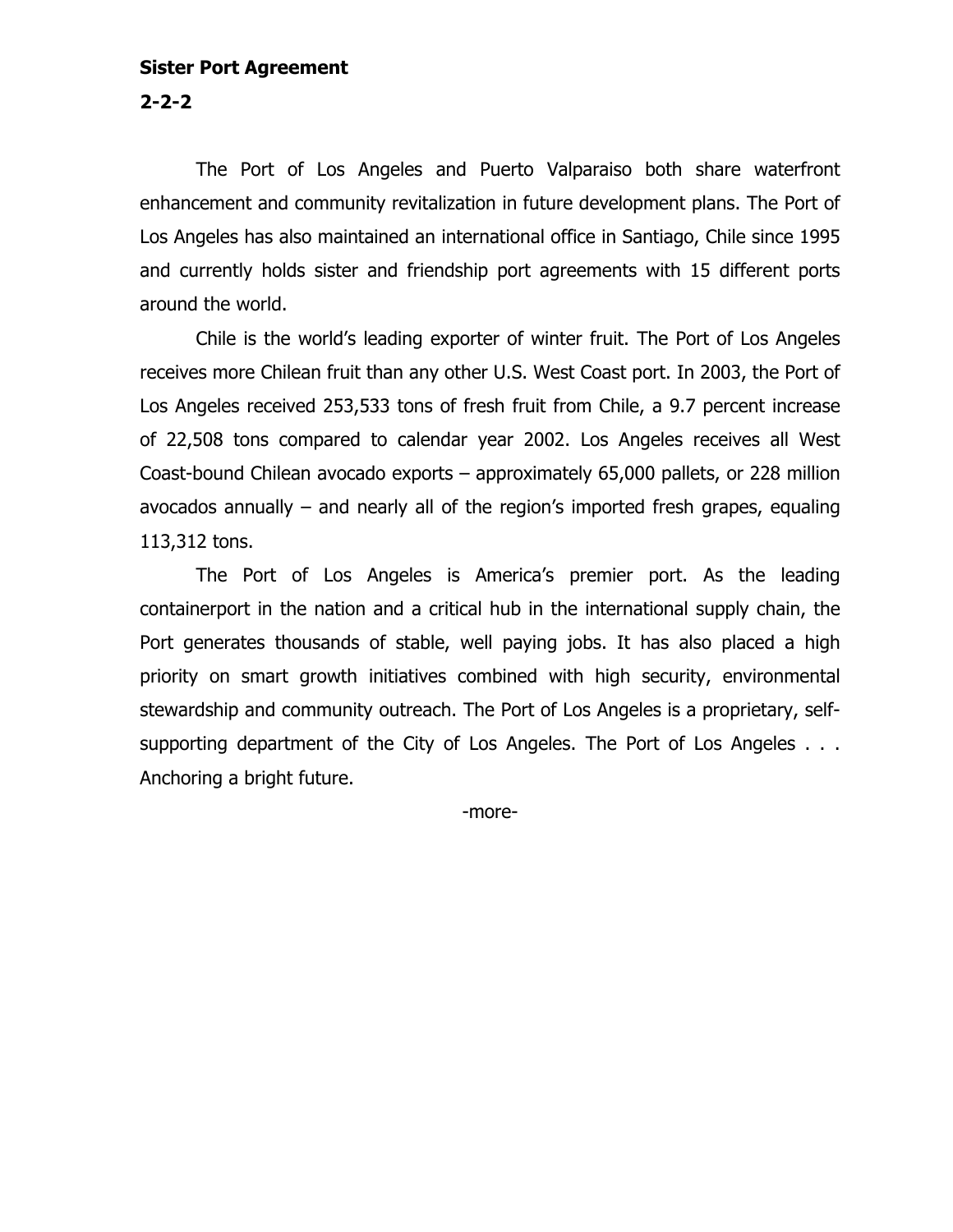**Sister Port Agreement**

**2-2-2**

The Port of Los Angeles and Puerto Valparaiso both share waterfront enhancement and community revitalization in future development plans. The Port of Los Angeles has also maintained an international office in Santiago, Chile since 1995 and currently holds sister and friendship port agreements with 15 different ports around the world.

Chile is the world's leading exporter of winter fruit. The Port of Los Angeles receives more Chilean fruit than any other U.S. West Coast port. In 2003, the Port of Los Angeles received 253,533 tons of fresh fruit from Chile, a 9.7 percent increase of 22,508 tons compared to calendar year 2002. Los Angeles receives all West Coast-bound Chilean avocado exports – approximately 65,000 pallets, or 228 million avocados annually – and nearly all of the region's imported fresh grapes, equaling 113,312 tons.

The Port of Los Angeles is America's premier port. As the leading containerport in the nation and a critical hub in the international supply chain, the Port generates thousands of stable, well paying jobs. It has also placed a high priority on smart growth initiatives combined with high security, environmental stewardship and community outreach. The Port of Los Angeles is a proprietary, self-supporting department of the City of Los Angeles. The Port of Los Angeles . . . Anchoring a bright future.

-more-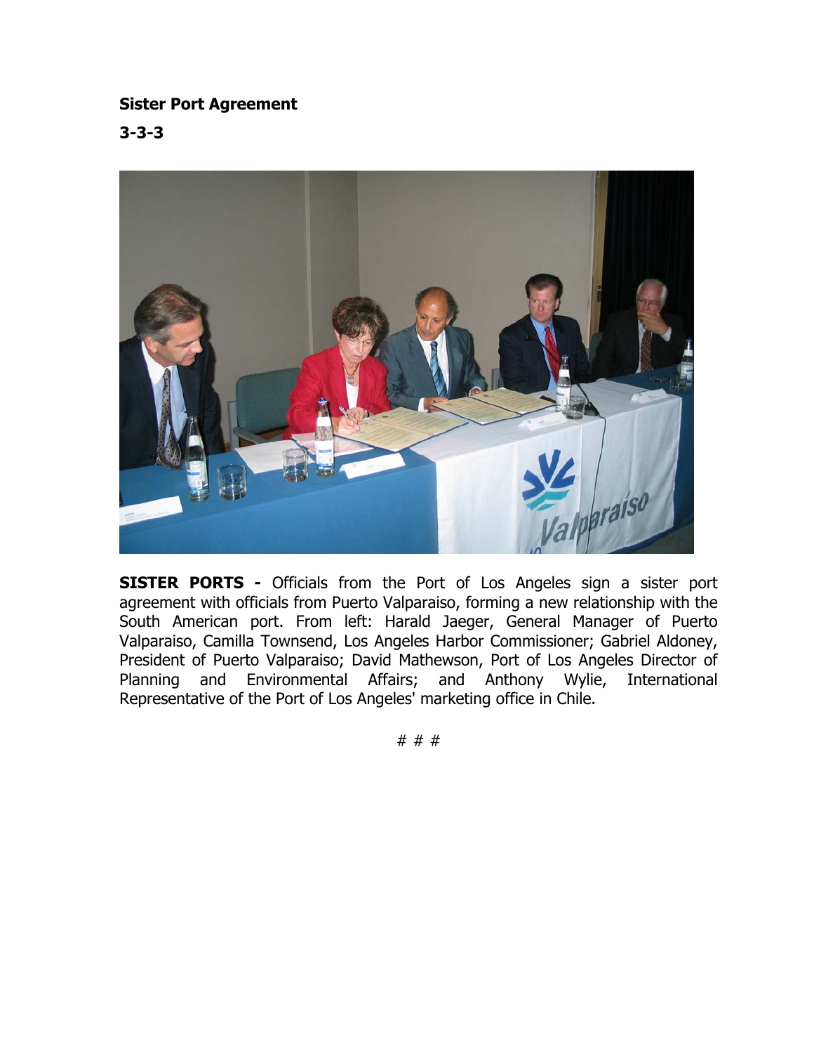**Sister Port Agreement**

**3-3-3**

**SISTER PORTS -** Officials from the Port of Los Angeles sign a sister port agreement with officials from Puerto Valparaiso, forming a new relationship with the South American port. From left: Harald Jaeger, General Manager of Puerto Valparaiso, Camilla Townsend, Los Angeles Harbor Commissioner; Gabriel Aldoney, President of Puerto Valparaiso; David Mathewson, Port of Los Angeles Director of Planning and Environmental Affairs; and Anthony Wylie, International Representative of the Port of Los Angeles' marketing office in Chile.

# # #